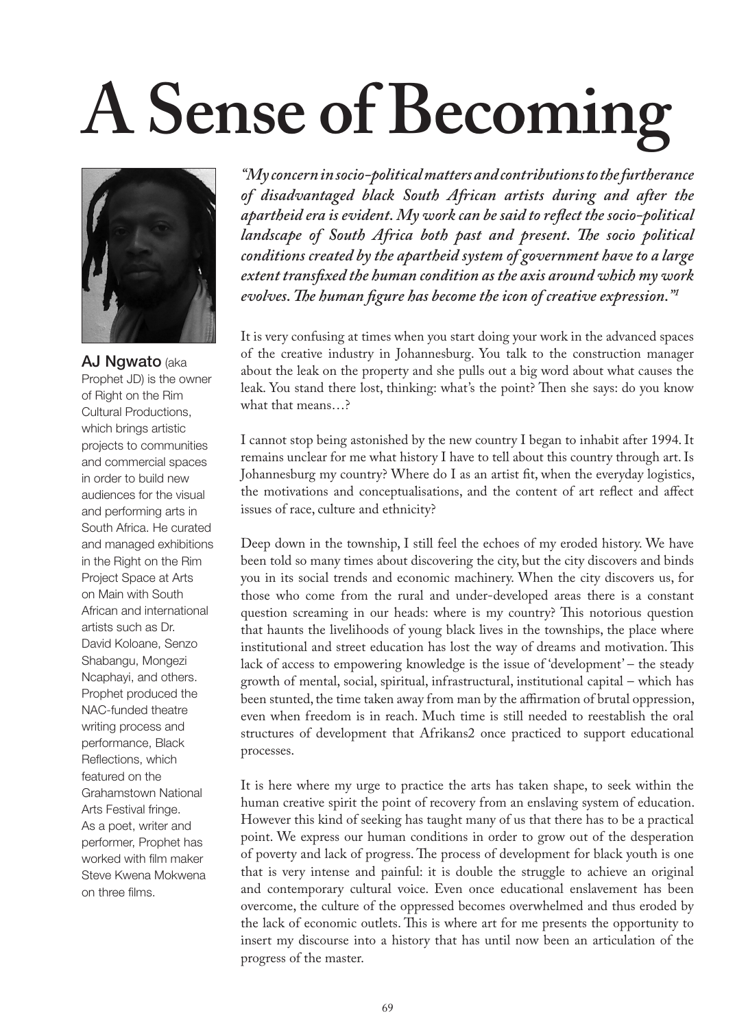# A Sense of Becoming

**AJ Ngwato** (aka Prophet JD) is the owner of Right on the Rim Cultural Productions, which brings artistic projects to communities and commercial spaces in order to build new audiences for the visual and performing arts in South Africa. He curated and managed exhibitions in the Right on the Rim Project Space at Arts on Main with South African and international artists such as Dr. David Koloane, Senzo Shabangu, Mongezi Ncaphayi, and others. Prophet produced the NAC-funded theatre writing process and performance, Black Reflections, which featured on the Grahamstown National Arts Festival fringe. As a poet, writer and performer, Prophet has worked with film maker Steve Kwena Mokwena on three films.

***"My concern in socio-political matters and contributions to the furtherance of disadvantaged black South African artists during and after the apartheid era is evident. My work can be said to reflect the socio-political landscape of South Africa both past and present. The socio political conditions created by the apartheid system of government have to a large extent transfixed the human condition as the axis around which my work evolves. The human figure has become the icon of creative expression."[1]***

It is very confusing at times when you start doing your work in the advanced spaces of the creative industry in Johannesburg. You talk to the construction manager about the leak on the property and she pulls out a big word about what causes the leak. You stand there lost, thinking: what's the point? Then she says: do you know what that means…?

I cannot stop being astonished by the new country I began to inhabit after 1994. It remains unclear for me what history I have to tell about this country through art. Is Johannesburg my country? Where do I as an artist fit, when the everyday logistics, the motivations and conceptualisations, and the content of art reflect and affect issues of race, culture and ethnicity?

Deep down in the township, I still feel the echoes of my eroded history. We have been told so many times about discovering the city, but the city discovers and binds you in its social trends and economic machinery. When the city discovers us, for those who come from the rural and under-developed areas there is a constant question screaming in our heads: where is my country? This notorious question that haunts the livelihoods of young black lives in the townships, the place where institutional and street education has lost the way of dreams and motivation. This lack of access to empowering knowledge is the issue of 'development' – the steady growth of mental, social, spiritual, infrastructural, institutional capital – which has been stunted, the time taken away from man by the affirmation of brutal oppression, even when freedom is in reach. Much time is still needed to reestablish the oral structures of development that Afrikans2 once practiced to support educational processes.

It is here where my urge to practice the arts has taken shape, to seek within the human creative spirit the point of recovery from an enslaving system of education. However this kind of seeking has taught many of us that there has to be a practical point. We express our human conditions in order to grow out of the desperation of poverty and lack of progress. The process of development for black youth is one that is very intense and painful: it is double the struggle to achieve an original and contemporary cultural voice. Even once educational enslavement has been overcome, the culture of the oppressed becomes overwhelmed and thus eroded by the lack of economic outlets. This is where art for me presents the opportunity to insert my discourse into a history that has until now been an articulation of the progress of the master.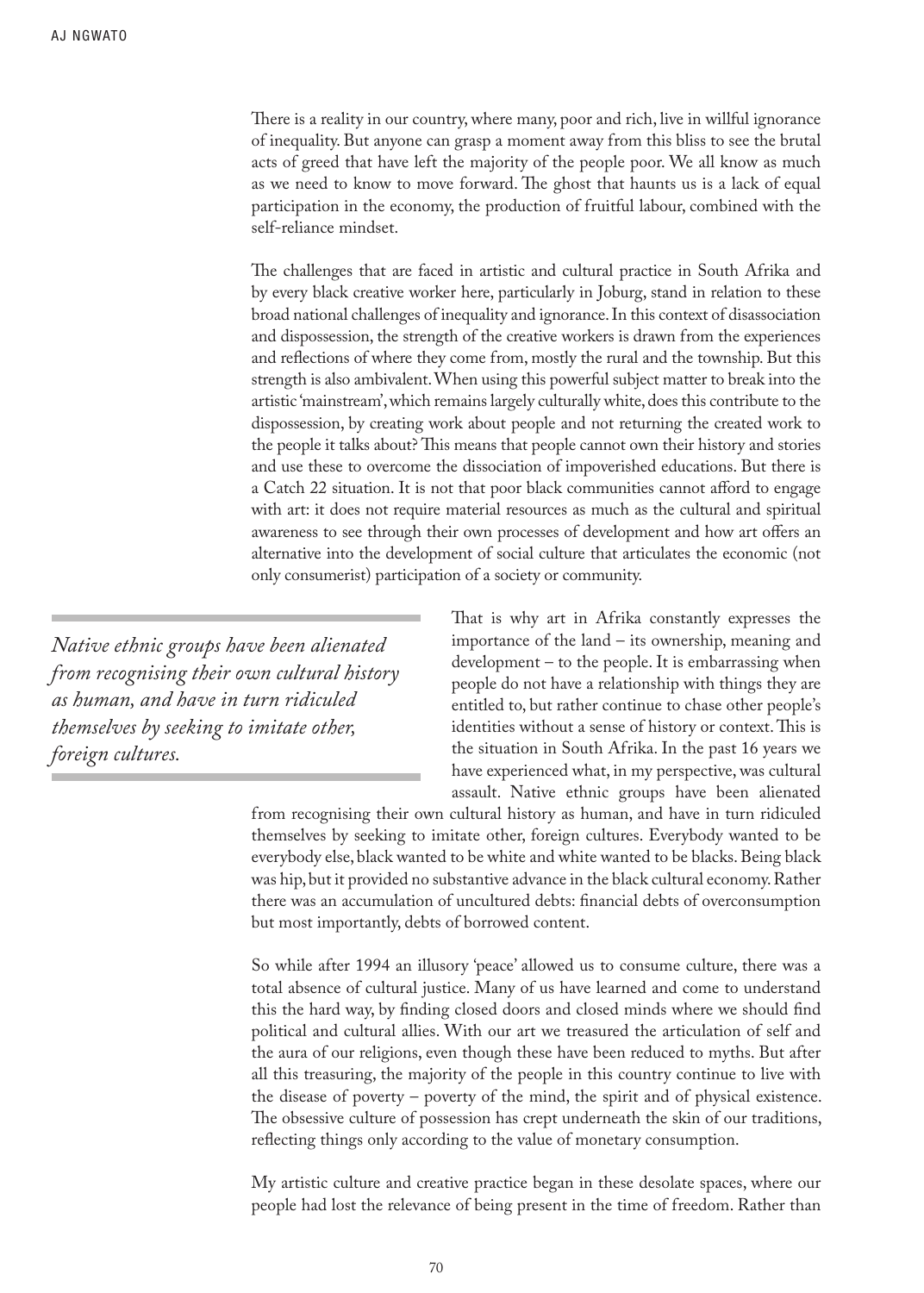There is a reality in our country, where many, poor and rich, live in willful ignorance of inequality. But anyone can grasp a moment away from this bliss to see the brutal acts of greed that have left the majority of the people poor. We all know as much as we need to know to move forward. The ghost that haunts us is a lack of equal participation in the economy, the production of fruitful labour, combined with the self-reliance mindset.

The challenges that are faced in artistic and cultural practice in South Afrika and by every black creative worker here, particularly in Joburg, stand in relation to these broad national challenges of inequality and ignorance. In this context of disassociation and dispossession, the strength of the creative workers is drawn from the experiences and reflections of where they come from, mostly the rural and the township. But this strength is also ambivalent. When using this powerful subject matter to break into the artistic 'mainstream', which remains largely culturally white, does this contribute to the dispossession, by creating work about people and not returning the created work to the people it talks about? This means that people cannot own their history and stories and use these to overcome the dissociation of impoverished educations. But there is a Catch 22 situation. It is not that poor black communities cannot afford to engage with art: it does not require material resources as much as the cultural and spiritual awareness to see through their own processes of development and how art offers an alternative into the development of social culture that articulates the economic (not only consumerist) participation of a society or community.

*Native ethnic groups have been alienated from recognising their own cultural history as human, and have in turn ridiculed themselves by seeking to imitate other, foreign cultures.*

That is why art in Afrika constantly expresses the importance of the land – its ownership, meaning and development – to the people. It is embarrassing when people do not have a relationship with things they are entitled to, but rather continue to chase other people's identities without a sense of history or context. This is the situation in South Afrika. In the past 16 years we have experienced what, in my perspective, was cultural assault. Native ethnic groups have been alienated from recognising their own cultural history as human, and have in turn ridiculed themselves by seeking to imitate other, foreign cultures. Everybody wanted to be everybody else, black wanted to be white and white wanted to be blacks. Being black was hip, but it provided no substantive advance in the black cultural economy. Rather there was an accumulation of uncultured debts: financial debts of overconsumption but most importantly, debts of borrowed content.

So while after 1994 an illusory 'peace' allowed us to consume culture, there was a total absence of cultural justice. Many of us have learned and come to understand this the hard way, by finding closed doors and closed minds where we should find political and cultural allies. With our art we treasured the articulation of self and the aura of our religions, even though these have been reduced to myths. But after all this treasuring, the majority of the people in this country continue to live with the disease of poverty – poverty of the mind, the spirit and of physical existence. The obsessive culture of possession has crept underneath the skin of our traditions, reflecting things only according to the value of monetary consumption.

My artistic culture and creative practice began in these desolate spaces, where our people had lost the relevance of being present in the time of freedom. Rather than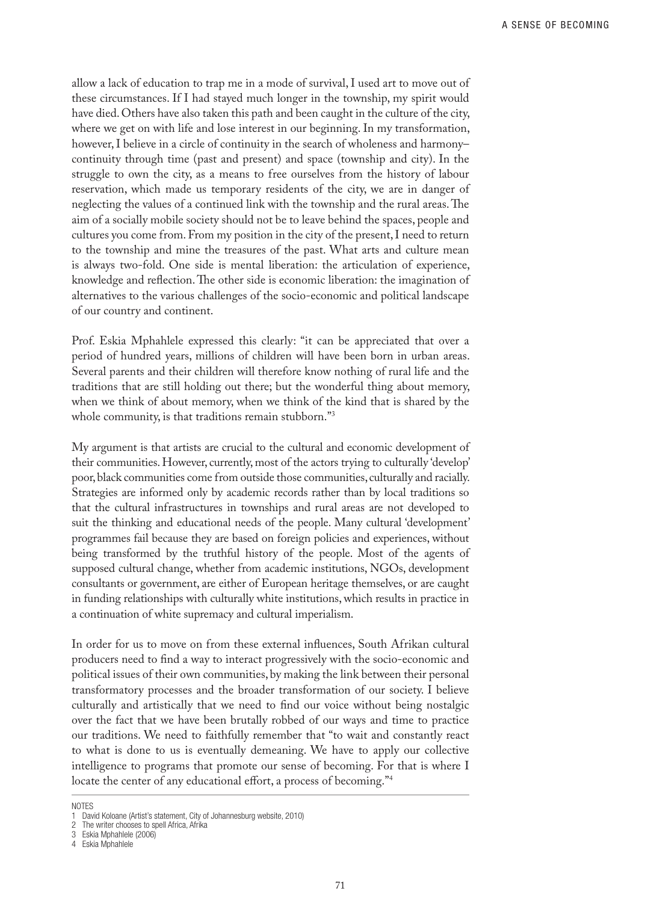allow a lack of education to trap me in a mode of survival, I used art to move out of these circumstances. If I had stayed much longer in the township, my spirit would have died. Others have also taken this path and been caught in the culture of the city, where we get on with life and lose interest in our beginning. In my transformation, however, I believe in a circle of continuity in the search of wholeness and harmony– continuity through time (past and present) and space (township and city). In the struggle to own the city, as a means to free ourselves from the history of labour reservation, which made us temporary residents of the city, we are in danger of neglecting the values of a continued link with the township and the rural areas. The aim of a socially mobile society should not be to leave behind the spaces, people and cultures you come from. From my position in the city of the present, I need to return to the township and mine the treasures of the past. What arts and culture mean is always two-fold. One side is mental liberation: the articulation of experience, knowledge and reflection. The other side is economic liberation: the imagination of alternatives to the various challenges of the socio-economic and political landscape of our country and continent.

Prof. Eskia Mphahlele expressed this clearly: "it can be appreciated that over a period of hundred years, millions of children will have been born in urban areas. Several parents and their children will therefore know nothing of rural life and the traditions that are still holding out there; but the wonderful thing about memory, when we think of about memory, when we think of the kind that is shared by the whole community, is that traditions remain stubborn."[3]

My argument is that artists are crucial to the cultural and economic development of their communities. However, currently, most of the actors trying to culturally 'develop' poor, black communities come from outside those communities, culturally and racially. Strategies are informed only by academic records rather than by local traditions so that the cultural infrastructures in townships and rural areas are not developed to suit the thinking and educational needs of the people. Many cultural 'development' programmes fail because they are based on foreign policies and experiences, without being transformed by the truthful history of the people. Most of the agents of supposed cultural change, whether from academic institutions, NGOs, development consultants or government, are either of European heritage themselves, or are caught in funding relationships with culturally white institutions, which results in practice in a continuation of white supremacy and cultural imperialism.

In order for us to move on from these external influences, South Afrikan cultural producers need to find a way to interact progressively with the socio-economic and political issues of their own communities, by making the link between their personal transformatory processes and the broader transformation of our society. I believe culturally and artistically that we need to find our voice without being nostalgic over the fact that we have been brutally robbed of our ways and time to practice our traditions. We need to faithfully remember that "to wait and constantly react to what is done to us is eventually demeaning. We have to apply our collective intelligence to programs that promote our sense of becoming. For that is where I locate the center of any educational effort, a process of becoming."[4]

NOTES

1 David Koloane (Artist's statement, City of Johannesburg website, 2010)
2 The writer chooses to spell Africa, Afrika
3 Eskia Mphahlele (2006)
4 Eskia Mphahlele